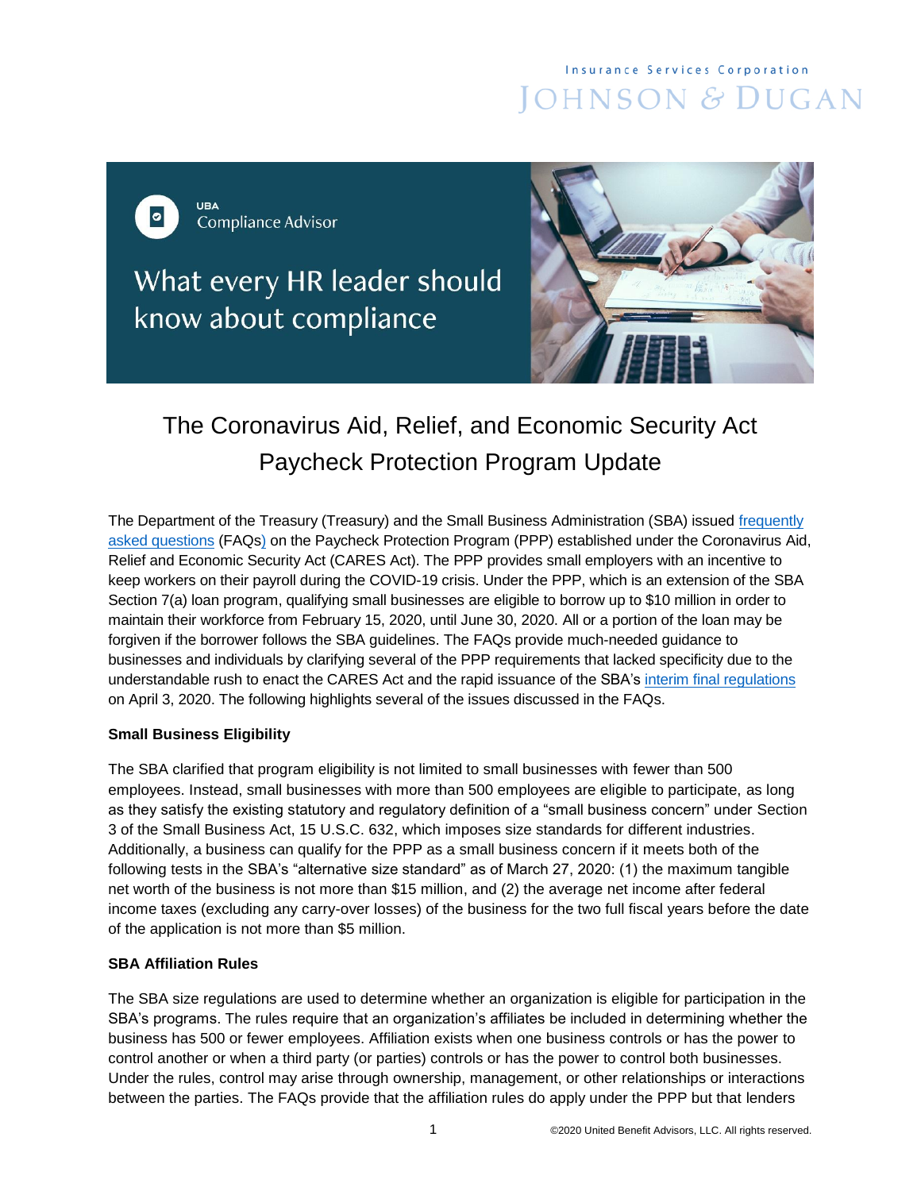Insurance Services Corporation
JOHNSON & DUGAN

UBA
Compliance Advisor

What every HR leader should know about compliance

# The Coronavirus Aid, Relief, and Economic Security Act Paycheck Protection Program Update

The Department of the Treasury (Treasury) and the Small Business Administration (SBA) issued frequently asked questions (FAQs) on the Paycheck Protection Program (PPP) established under the Coronavirus Aid, Relief and Economic Security Act (CARES Act). The PPP provides small employers with an incentive to keep workers on their payroll during the COVID-19 crisis. Under the PPP, which is an extension of the SBA Section 7(a) loan program, qualifying small businesses are eligible to borrow up to $10 million in order to maintain their workforce from February 15, 2020, until June 30, 2020. All or a portion of the loan may be forgiven if the borrower follows the SBA guidelines. The FAQs provide much-needed guidance to businesses and individuals by clarifying several of the PPP requirements that lacked specificity due to the understandable rush to enact the CARES Act and the rapid issuance of the SBA's interim final regulations on April 3, 2020. The following highlights several of the issues discussed in the FAQs.

**Small Business Eligibility**

The SBA clarified that program eligibility is not limited to small businesses with fewer than 500 employees. Instead, small businesses with more than 500 employees are eligible to participate, as long as they satisfy the existing statutory and regulatory definition of a "small business concern" under Section 3 of the Small Business Act, 15 U.S.C. 632, which imposes size standards for different industries. Additionally, a business can qualify for the PPP as a small business concern if it meets both of the following tests in the SBA's "alternative size standard" as of March 27, 2020: (1) the maximum tangible net worth of the business is not more than $15 million, and (2) the average net income after federal income taxes (excluding any carry-over losses) of the business for the two full fiscal years before the date of the application is not more than $5 million.

**SBA Affiliation Rules**

The SBA size regulations are used to determine whether an organization is eligible for participation in the SBA's programs. The rules require that an organization's affiliates be included in determining whether the business has 500 or fewer employees. Affiliation exists when one business controls or has the power to control another or when a third party (or parties) controls or has the power to control both businesses. Under the rules, control may arise through ownership, management, or other relationships or interactions between the parties. The FAQs provide that the affiliation rules do apply under the PPP but that lenders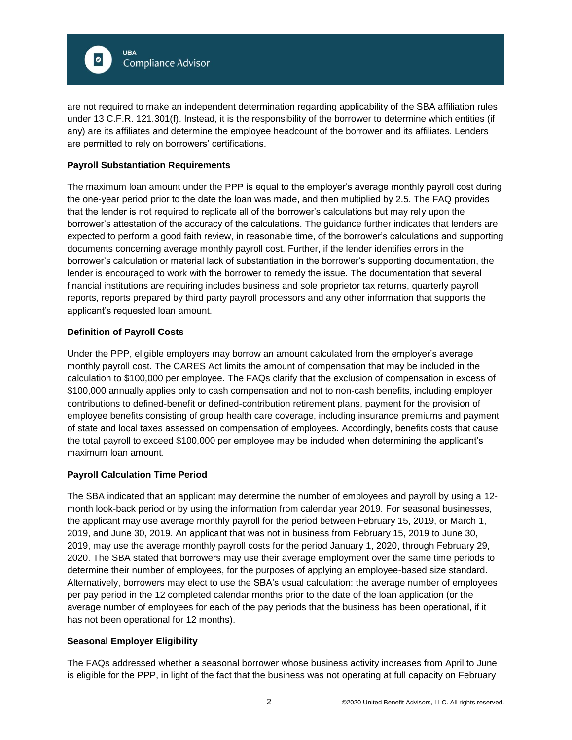are not required to make an independent determination regarding applicability of the SBA affiliation rules under 13 C.F.R. 121.301(f). Instead, it is the responsibility of the borrower to determine which entities (if any) are its affiliates and determine the employee headcount of the borrower and its affiliates. Lenders are permitted to rely on borrowers' certifications.

**Payroll Substantiation Requirements**

The maximum loan amount under the PPP is equal to the employer's average monthly payroll cost during the one-year period prior to the date the loan was made, and then multiplied by 2.5. The FAQ provides that the lender is not required to replicate all of the borrower's calculations but may rely upon the borrower's attestation of the accuracy of the calculations. The guidance further indicates that lenders are expected to perform a good faith review, in reasonable time, of the borrower's calculations and supporting documents concerning average monthly payroll cost. Further, if the lender identifies errors in the borrower's calculation or material lack of substantiation in the borrower's supporting documentation, the lender is encouraged to work with the borrower to remedy the issue. The documentation that several financial institutions are requiring includes business and sole proprietor tax returns, quarterly payroll reports, reports prepared by third party payroll processors and any other information that supports the applicant's requested loan amount.

**Definition of Payroll Costs**

Under the PPP, eligible employers may borrow an amount calculated from the employer's average monthly payroll cost. The CARES Act limits the amount of compensation that may be included in the calculation to $100,000 per employee. The FAQs clarify that the exclusion of compensation in excess of $100,000 annually applies only to cash compensation and not to non-cash benefits, including employer contributions to defined-benefit or defined-contribution retirement plans, payment for the provision of employee benefits consisting of group health care coverage, including insurance premiums and payment of state and local taxes assessed on compensation of employees. Accordingly, benefits costs that cause the total payroll to exceed $100,000 per employee may be included when determining the applicant's maximum loan amount.

**Payroll Calculation Time Period**

The SBA indicated that an applicant may determine the number of employees and payroll by using a 12-month look-back period or by using the information from calendar year 2019. For seasonal businesses, the applicant may use average monthly payroll for the period between February 15, 2019, or March 1, 2019, and June 30, 2019. An applicant that was not in business from February 15, 2019 to June 30, 2019, may use the average monthly payroll costs for the period January 1, 2020, through February 29, 2020. The SBA stated that borrowers may use their average employment over the same time periods to determine their number of employees, for the purposes of applying an employee-based size standard. Alternatively, borrowers may elect to use the SBA's usual calculation: the average number of employees per pay period in the 12 completed calendar months prior to the date of the loan application (or the average number of employees for each of the pay periods that the business has been operational, if it has not been operational for 12 months).

**Seasonal Employer Eligibility**

The FAQs addressed whether a seasonal borrower whose business activity increases from April to June is eligible for the PPP, in light of the fact that the business was not operating at full capacity on February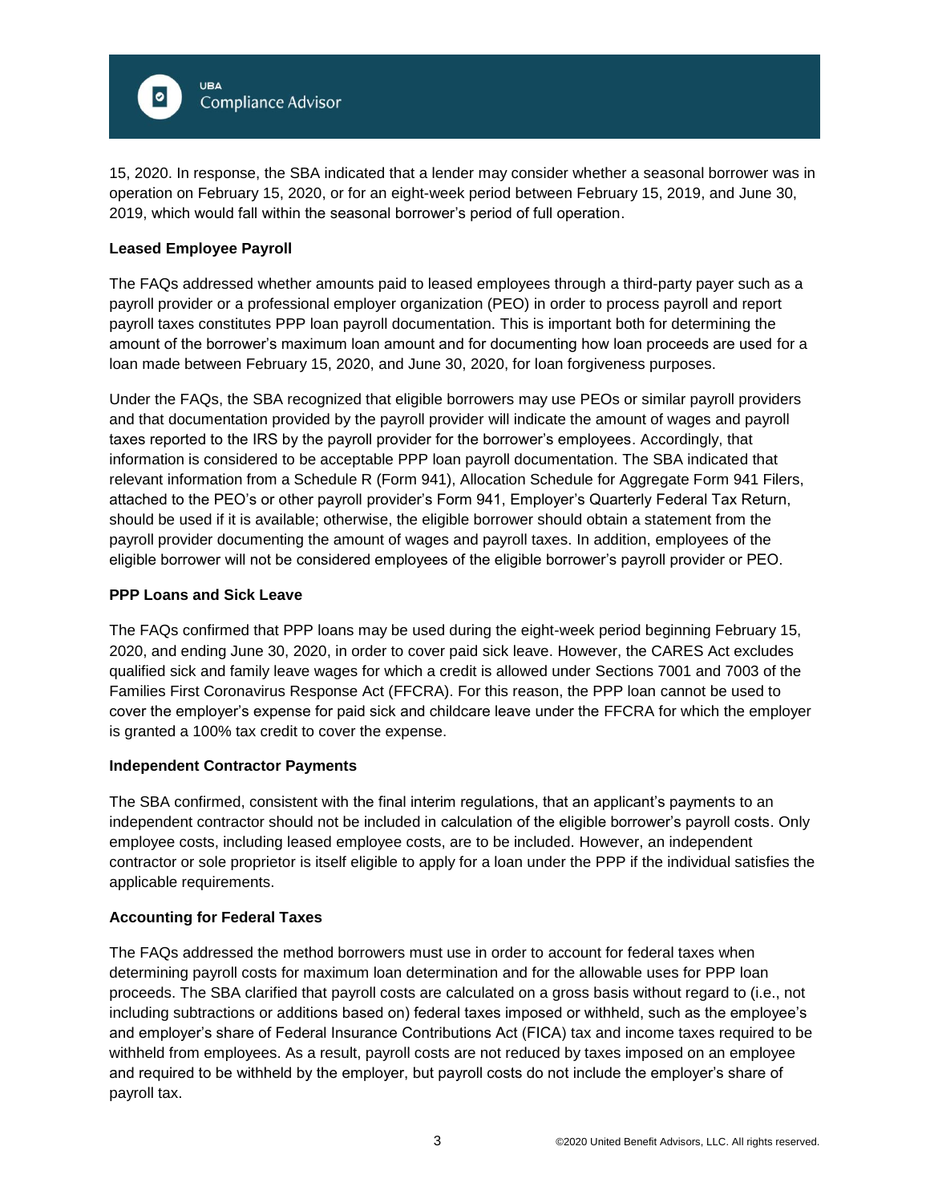15, 2020. In response, the SBA indicated that a lender may consider whether a seasonal borrower was in operation on February 15, 2020, or for an eight-week period between February 15, 2019, and June 30, 2019, which would fall within the seasonal borrower's period of full operation.

**Leased Employee Payroll**

The FAQs addressed whether amounts paid to leased employees through a third-party payer such as a payroll provider or a professional employer organization (PEO) in order to process payroll and report payroll taxes constitutes PPP loan payroll documentation. This is important both for determining the amount of the borrower's maximum loan amount and for documenting how loan proceeds are used for a loan made between February 15, 2020, and June 30, 2020, for loan forgiveness purposes.

Under the FAQs, the SBA recognized that eligible borrowers may use PEOs or similar payroll providers and that documentation provided by the payroll provider will indicate the amount of wages and payroll taxes reported to the IRS by the payroll provider for the borrower's employees. Accordingly, that information is considered to be acceptable PPP loan payroll documentation. The SBA indicated that relevant information from a Schedule R (Form 941), Allocation Schedule for Aggregate Form 941 Filers, attached to the PEO's or other payroll provider's Form 941, Employer's Quarterly Federal Tax Return, should be used if it is available; otherwise, the eligible borrower should obtain a statement from the payroll provider documenting the amount of wages and payroll taxes. In addition, employees of the eligible borrower will not be considered employees of the eligible borrower's payroll provider or PEO.

**PPP Loans and Sick Leave**

The FAQs confirmed that PPP loans may be used during the eight-week period beginning February 15, 2020, and ending June 30, 2020, in order to cover paid sick leave. However, the CARES Act excludes qualified sick and family leave wages for which a credit is allowed under Sections 7001 and 7003 of the Families First Coronavirus Response Act (FFCRA). For this reason, the PPP loan cannot be used to cover the employer's expense for paid sick and childcare leave under the FFCRA for which the employer is granted a 100% tax credit to cover the expense.

**Independent Contractor Payments**

The SBA confirmed, consistent with the final interim regulations, that an applicant's payments to an independent contractor should not be included in calculation of the eligible borrower's payroll costs. Only employee costs, including leased employee costs, are to be included. However, an independent contractor or sole proprietor is itself eligible to apply for a loan under the PPP if the individual satisfies the applicable requirements.

**Accounting for Federal Taxes**

The FAQs addressed the method borrowers must use in order to account for federal taxes when determining payroll costs for maximum loan determination and for the allowable uses for PPP loan proceeds. The SBA clarified that payroll costs are calculated on a gross basis without regard to (i.e., not including subtractions or additions based on) federal taxes imposed or withheld, such as the employee's and employer's share of Federal Insurance Contributions Act (FICA) tax and income taxes required to be withheld from employees. As a result, payroll costs are not reduced by taxes imposed on an employee and required to be withheld by the employer, but payroll costs do not include the employer's share of payroll tax.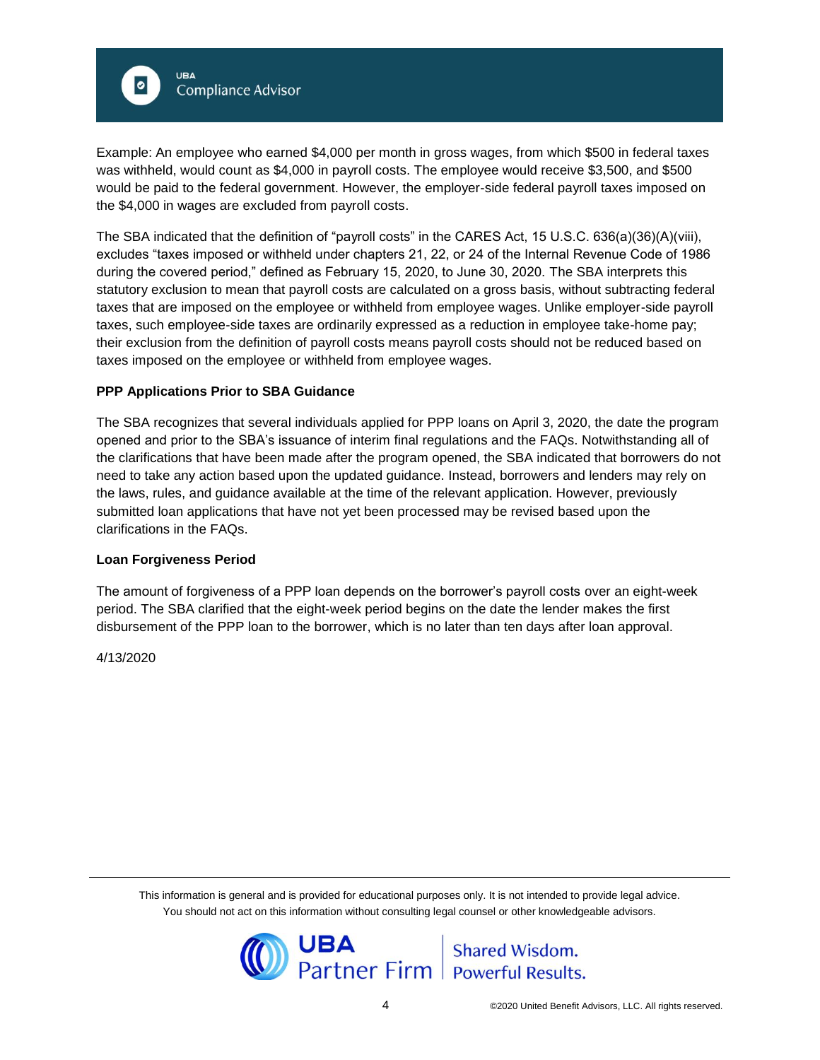Example: An employee who earned $4,000 per month in gross wages, from which $500 in federal taxes was withheld, would count as $4,000 in payroll costs. The employee would receive $3,500, and $500 would be paid to the federal government. However, the employer-side federal payroll taxes imposed on the $4,000 in wages are excluded from payroll costs.

The SBA indicated that the definition of "payroll costs" in the CARES Act, 15 U.S.C. 636(a)(36)(A)(viii), excludes "taxes imposed or withheld under chapters 21, 22, or 24 of the Internal Revenue Code of 1986 during the covered period," defined as February 15, 2020, to June 30, 2020. The SBA interprets this statutory exclusion to mean that payroll costs are calculated on a gross basis, without subtracting federal taxes that are imposed on the employee or withheld from employee wages. Unlike employer-side payroll taxes, such employee-side taxes are ordinarily expressed as a reduction in employee take-home pay; their exclusion from the definition of payroll costs means payroll costs should not be reduced based on taxes imposed on the employee or withheld from employee wages.

**PPP Applications Prior to SBA Guidance**

The SBA recognizes that several individuals applied for PPP loans on April 3, 2020, the date the program opened and prior to the SBA's issuance of interim final regulations and the FAQs. Notwithstanding all of the clarifications that have been made after the program opened, the SBA indicated that borrowers do not need to take any action based upon the updated guidance. Instead, borrowers and lenders may rely on the laws, rules, and guidance available at the time of the relevant application. However, previously submitted loan applications that have not yet been processed may be revised based upon the clarifications in the FAQs.

**Loan Forgiveness Period**

The amount of forgiveness of a PPP loan depends on the borrower's payroll costs over an eight-week period. The SBA clarified that the eight-week period begins on the date the lender makes the first disbursement of the PPP loan to the borrower, which is no later than ten days after loan approval.

4/13/2020